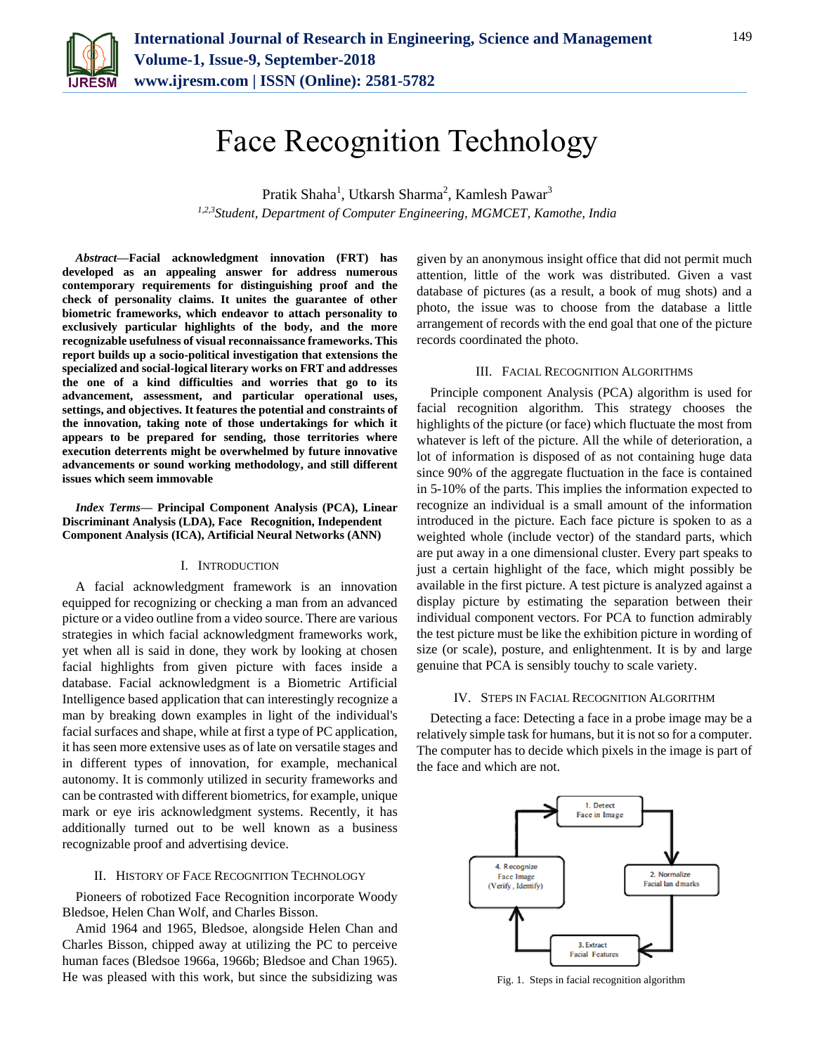# Face Recognition Technology

Pratik Shaha[1], Utkarsh Sharma[2], Kamlesh Pawar[3]

[1,2,3]*Student, Department of Computer Engineering, MGMCET, Kamothe, India*

***Abstract*—Facial acknowledgment innovation (FRT) has developed as an appealing answer for address numerous contemporary requirements for distinguishing proof and the check of personality claims. It unites the guarantee of other biometric frameworks, which endeavor to attach personality to exclusively particular highlights of the body, and the more recognizable usefulness of visual reconnaissance frameworks. This report builds up a socio-political investigation that extensions the specialized and social-logical literary works on FRT and addresses the one of a kind difficulties and worries that go to its advancement, assessment, and particular operational uses, settings, and objectives. It features the potential and constraints of the innovation, taking note of those undertakings for which it appears to be prepared for sending, those territories where execution deterrents might be overwhelmed by future innovative advancements or sound working methodology, and still different issues which seem immovable**

***Index Terms*— Principal Component Analysis (PCA), Linear Discriminant Analysis (LDA), Face Recognition, Independent Component Analysis (ICA), Artificial Neural Networks (ANN)**

## I. Introduction

A facial acknowledgment framework is an innovation equipped for recognizing or checking a man from an advanced picture or a video outline from a video source. There are various strategies in which facial acknowledgment frameworks work, yet when all is said in done, they work by looking at chosen facial highlights from given picture with faces inside a database. Facial acknowledgment is a Biometric Artificial Intelligence based application that can interestingly recognize a man by breaking down examples in light of the individual's facial surfaces and shape, while at first a type of PC application, it has seen more extensive uses as of late on versatile stages and in different types of innovation, for example, mechanical autonomy. It is commonly utilized in security frameworks and can be contrasted with different biometrics, for example, unique mark or eye iris acknowledgment systems. Recently, it has additionally turned out to be well known as a business recognizable proof and advertising device.

## II. History of Face Recognition Technology

Pioneers of robotized Face Recognition incorporate Woody Bledsoe, Helen Chan Wolf, and Charles Bisson.

Amid 1964 and 1965, Bledsoe, alongside Helen Chan and Charles Bisson, chipped away at utilizing the PC to perceive human faces (Bledsoe 1966a, 1966b; Bledsoe and Chan 1965). He was pleased with this work, but since the subsidizing was given by an anonymous insight office that did not permit much attention, little of the work was distributed. Given a vast database of pictures (as a result, a book of mug shots) and a photo, the issue was to choose from the database a little arrangement of records with the end goal that one of the picture records coordinated the photo.

## III. Facial Recognition Algorithms

Principle component Analysis (PCA) algorithm is used for facial recognition algorithm. This strategy chooses the highlights of the picture (or face) which fluctuate the most from whatever is left of the picture. All the while of deterioration, a lot of information is disposed of as not containing huge data since 90% of the aggregate fluctuation in the face is contained in 5-10% of the parts. This implies the information expected to recognize an individual is a small amount of the information introduced in the picture. Each face picture is spoken to as a weighted whole (include vector) of the standard parts, which are put away in a one dimensional cluster. Every part speaks to just a certain highlight of the face, which might possibly be available in the first picture. A test picture is analyzed against a display picture by estimating the separation between their individual component vectors. For PCA to function admirably the test picture must be like the exhibition picture in wording of size (or scale), posture, and enlightenment. It is by and large genuine that PCA is sensibly touchy to scale variety.

## IV. Steps in Facial Recognition Algorithm

Detecting a face: Detecting a face in a probe image may be a relatively simple task for humans, but it is not so for a computer. The computer has to decide which pixels in the image is part of the face and which are not.

1. Detect Face in Image → 2. Normalize Facial landmarks → 3. Extract Facial Features → 4. Recognize Face Image (Verify, Identify) → 1.

Fig. 1. Steps in facial recognition algorithm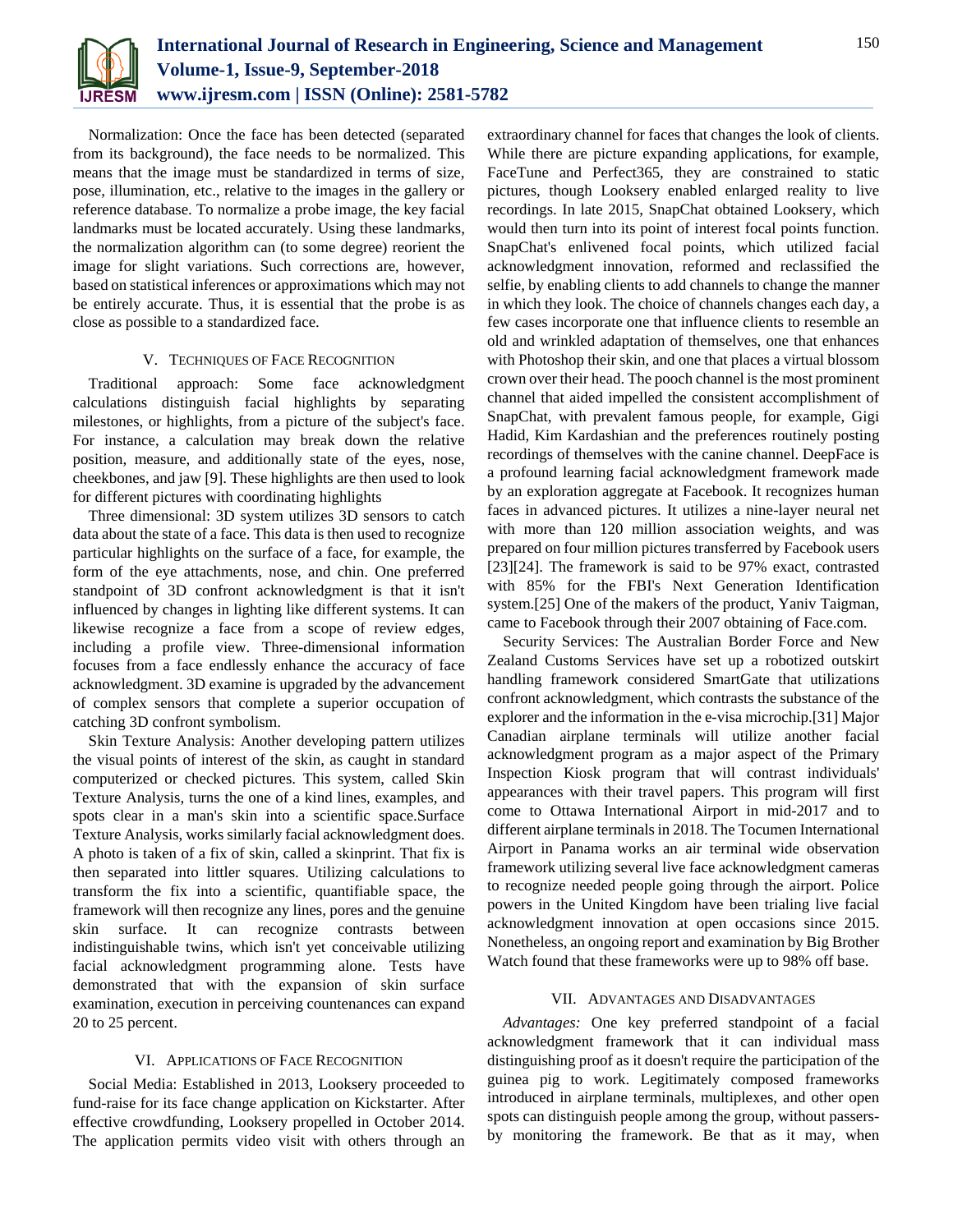Normalization: Once the face has been detected (separated from its background), the face needs to be normalized. This means that the image must be standardized in terms of size, pose, illumination, etc., relative to the images in the gallery or reference database. To normalize a probe image, the key facial landmarks must be located accurately. Using these landmarks, the normalization algorithm can (to some degree) reorient the image for slight variations. Such corrections are, however, based on statistical inferences or approximations which may not be entirely accurate. Thus, it is essential that the probe is as close as possible to a standardized face.

## V. Techniques of Face Recognition

Traditional approach: Some face acknowledgment calculations distinguish facial highlights by separating milestones, or highlights, from a picture of the subject's face. For instance, a calculation may break down the relative position, measure, and additionally state of the eyes, nose, cheekbones, and jaw [9]. These highlights are then used to look for different pictures with coordinating highlights

Three dimensional: 3D system utilizes 3D sensors to catch data about the state of a face. This data is then used to recognize particular highlights on the surface of a face, for example, the form of the eye attachments, nose, and chin. One preferred standpoint of 3D confront acknowledgment is that it isn't influenced by changes in lighting like different systems. It can likewise recognize a face from a scope of review edges, including a profile view. Three-dimensional information focuses from a face endlessly enhance the accuracy of face acknowledgment. 3D examine is upgraded by the advancement of complex sensors that complete a superior occupation of catching 3D confront symbolism.

Skin Texture Analysis: Another developing pattern utilizes the visual points of interest of the skin, as caught in standard computerized or checked pictures. This system, called Skin Texture Analysis, turns the one of a kind lines, examples, and spots clear in a man's skin into a scientific space.Surface Texture Analysis, works similarly facial acknowledgment does. A photo is taken of a fix of skin, called a skinprint. That fix is then separated into littler squares. Utilizing calculations to transform the fix into a scientific, quantifiable space, the framework will then recognize any lines, pores and the genuine skin surface. It can recognize contrasts between indistinguishable twins, which isn't yet conceivable utilizing facial acknowledgment programming alone. Tests have demonstrated that with the expansion of skin surface examination, execution in perceiving countenances can expand 20 to 25 percent.

## VI. Applications of Face Recognition

Social Media: Established in 2013, Looksery proceeded to fund-raise for its face change application on Kickstarter. After effective crowdfunding, Looksery propelled in October 2014. The application permits video visit with others through an extraordinary channel for faces that changes the look of clients. While there are picture expanding applications, for example, FaceTune and Perfect365, they are constrained to static pictures, though Looksery enabled enlarged reality to live recordings. In late 2015, SnapChat obtained Looksery, which would then turn into its point of interest focal points function. SnapChat's enlivened focal points, which utilized facial acknowledgment innovation, reformed and reclassified the selfie, by enabling clients to add channels to change the manner in which they look. The choice of channels changes each day, a few cases incorporate one that influence clients to resemble an old and wrinkled adaptation of themselves, one that enhances with Photoshop their skin, and one that places a virtual blossom crown over their head. The pooch channel is the most prominent channel that aided impelled the consistent accomplishment of SnapChat, with prevalent famous people, for example, Gigi Hadid, Kim Kardashian and the preferences routinely posting recordings of themselves with the canine channel. DeepFace is a profound learning facial acknowledgment framework made by an exploration aggregate at Facebook. It recognizes human faces in advanced pictures. It utilizes a nine-layer neural net with more than 120 million association weights, and was prepared on four million pictures transferred by Facebook users [23][24]. The framework is said to be 97% exact, contrasted with 85% for the FBI's Next Generation Identification system.[25] One of the makers of the product, Yaniv Taigman, came to Facebook through their 2007 obtaining of Face.com.

Security Services: The Australian Border Force and New Zealand Customs Services have set up a robotized outskirt handling framework considered SmartGate that utilizations confront acknowledgment, which contrasts the substance of the explorer and the information in the e-visa microchip.[31] Major Canadian airplane terminals will utilize another facial acknowledgment program as a major aspect of the Primary Inspection Kiosk program that will contrast individuals' appearances with their travel papers. This program will first come to Ottawa International Airport in mid-2017 and to different airplane terminals in 2018. The Tocumen International Airport in Panama works an air terminal wide observation framework utilizing several live face acknowledgment cameras to recognize needed people going through the airport. Police powers in the United Kingdom have been trialing live facial acknowledgment innovation at open occasions since 2015. Nonetheless, an ongoing report and examination by Big Brother Watch found that these frameworks were up to 98% off base.

## VII. Advantages and Disadvantages

*Advantages:* One key preferred standpoint of a facial acknowledgment framework that it can individual mass distinguishing proof as it doesn't require the participation of the guinea pig to work. Legitimately composed frameworks introduced in airplane terminals, multiplexes, and other open spots can distinguish people among the group, without passers-by monitoring the framework. Be that as it may, when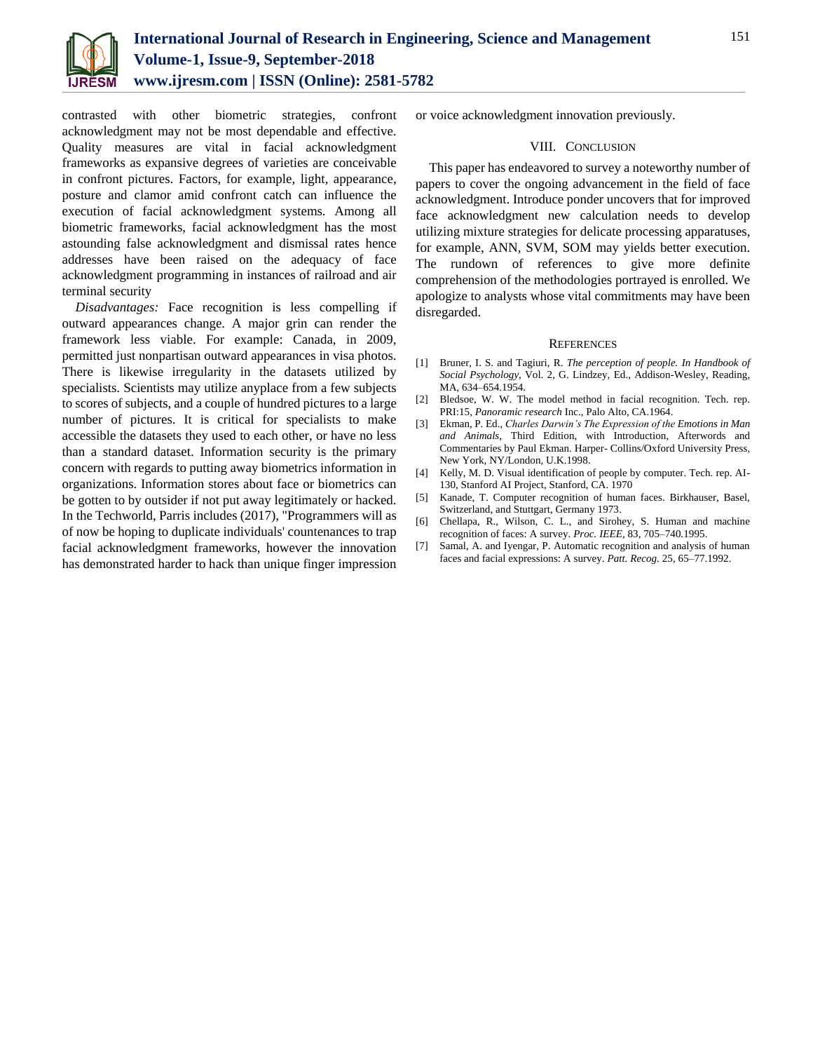contrasted with other biometric strategies, confront acknowledgment may not be most dependable and effective. Quality measures are vital in facial acknowledgment frameworks as expansive degrees of varieties are conceivable in confront pictures. Factors, for example, light, appearance, posture and clamor amid confront catch can influence the execution of facial acknowledgment systems. Among all biometric frameworks, facial acknowledgment has the most astounding false acknowledgment and dismissal rates hence addresses have been raised on the adequacy of face acknowledgment programming in instances of railroad and air terminal security

*Disadvantages:* Face recognition is less compelling if outward appearances change. A major grin can render the framework less viable. For example: Canada, in 2009, permitted just nonpartisan outward appearances in visa photos. There is likewise irregularity in the datasets utilized by specialists. Scientists may utilize anyplace from a few subjects to scores of subjects, and a couple of hundred pictures to a large number of pictures. It is critical for specialists to make accessible the datasets they used to each other, or have no less than a standard dataset. Information security is the primary concern with regards to putting away biometrics information in organizations. Information stores about face or biometrics can be gotten to by outsider if not put away legitimately or hacked. In the Techworld, Parris includes (2017), "Programmers will as of now be hoping to duplicate individuals' countenances to trap facial acknowledgment frameworks, however the innovation has demonstrated harder to hack than unique finger impression or voice acknowledgment innovation previously.

## VIII. Conclusion

This paper has endeavored to survey a noteworthy number of papers to cover the ongoing advancement in the field of face acknowledgment. Introduce ponder uncovers that for improved face acknowledgment new calculation needs to develop utilizing mixture strategies for delicate processing apparatuses, for example, ANN, SVM, SOM may yields better execution. The rundown of references to give more definite comprehension of the methodologies portrayed is enrolled. We apologize to analysts whose vital commitments may have been disregarded.

## References

[1] Bruner, I. S. and Tagiuri, R. *The perception of people. In Handbook of Social Psychology*, Vol. 2, G. Lindzey, Ed., Addison-Wesley, Reading, MA, 634–654.1954.

[2] Bledsoe, W. W. The model method in facial recognition. Tech. rep. PRI:15, *Panoramic research* Inc., Palo Alto, CA.1964.

[3] Ekman, P. Ed., *Charles Darwin's The Expression of the Emotions in Man and Animals*, Third Edition, with Introduction, Afterwords and Commentaries by Paul Ekman. Harper- Collins/Oxford University Press, New York, NY/London, U.K.1998.

[4] Kelly, M. D. Visual identification of people by computer. Tech. rep. AI-130, Stanford AI Project, Stanford, CA. 1970

[5] Kanade, T. Computer recognition of human faces. Birkhauser, Basel, Switzerland, and Stuttgart, Germany 1973.

[6] Chellapa, R., Wilson, C. L., and Sirohey, S. Human and machine recognition of faces: A survey. *Proc. IEEE*, 83, 705–740.1995.

[7] Samal, A. and Iyengar, P. Automatic recognition and analysis of human faces and facial expressions: A survey. *Patt. Recog.* 25, 65–77.1992.